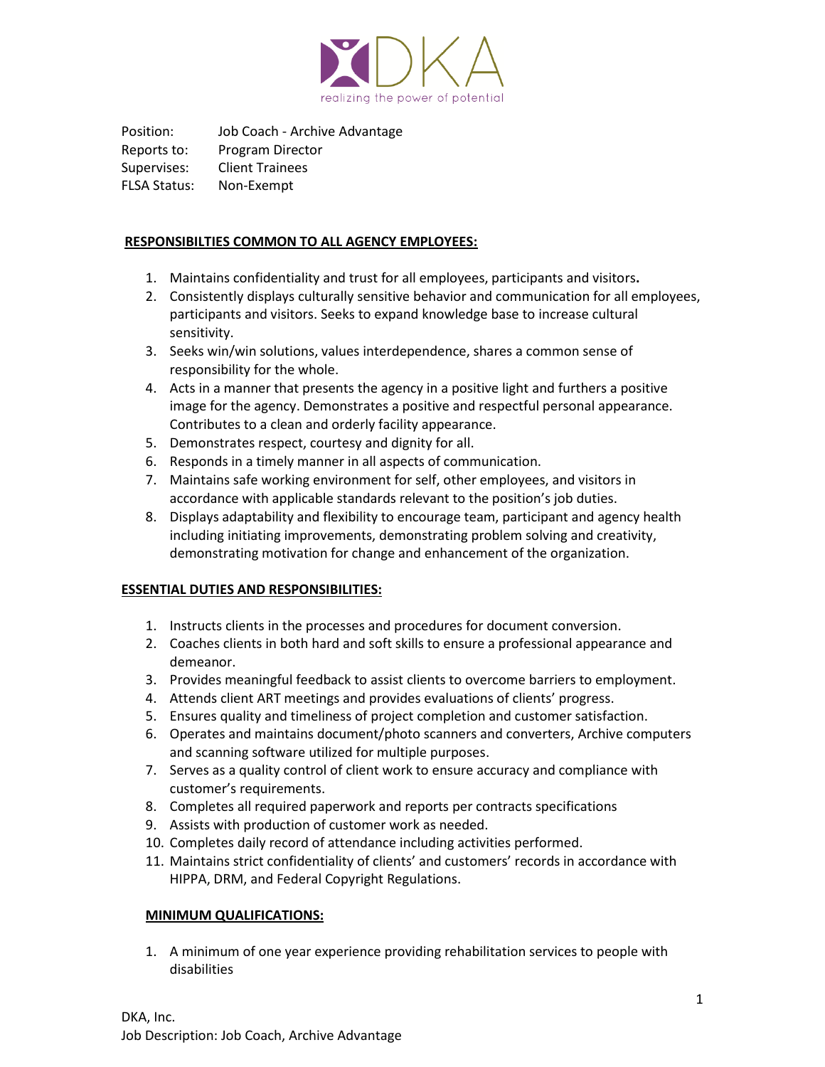DKA

realizing the power of potential

Position: Job Coach - Archive Advantage
Reports to: Program Director
Supervises: Client Trainees
FLSA Status: Non-Exempt

## RESPONSIBILTIES COMMON TO ALL AGENCY EMPLOYEES:

1. Maintains confidentiality and trust for all employees, participants and visitors.
2. Consistently displays culturally sensitive behavior and communication for all employees, participants and visitors. Seeks to expand knowledge base to increase cultural sensitivity.
3. Seeks win/win solutions, values interdependence, shares a common sense of responsibility for the whole.
4. Acts in a manner that presents the agency in a positive light and furthers a positive image for the agency. Demonstrates a positive and respectful personal appearance. Contributes to a clean and orderly facility appearance.
5. Demonstrates respect, courtesy and dignity for all.
6. Responds in a timely manner in all aspects of communication.
7. Maintains safe working environment for self, other employees, and visitors in accordance with applicable standards relevant to the position's job duties.
8. Displays adaptability and flexibility to encourage team, participant and agency health including initiating improvements, demonstrating problem solving and creativity, demonstrating motivation for change and enhancement of the organization.

## ESSENTIAL DUTIES AND RESPONSIBILITIES:

1. Instructs clients in the processes and procedures for document conversion.
2. Coaches clients in both hard and soft skills to ensure a professional appearance and demeanor.
3. Provides meaningful feedback to assist clients to overcome barriers to employment.
4. Attends client ART meetings and provides evaluations of clients' progress.
5. Ensures quality and timeliness of project completion and customer satisfaction.
6. Operates and maintains document/photo scanners and converters, Archive computers and scanning software utilized for multiple purposes.
7. Serves as a quality control of client work to ensure accuracy and compliance with customer's requirements.
8. Completes all required paperwork and reports per contracts specifications
9. Assists with production of customer work as needed.
10. Completes daily record of attendance including activities performed.
11. Maintains strict confidentiality of clients' and customers' records in accordance with HIPPA, DRM, and Federal Copyright Regulations.

## MINIMUM QUALIFICATIONS:

1. A minimum of one year experience providing rehabilitation services to people with disabilities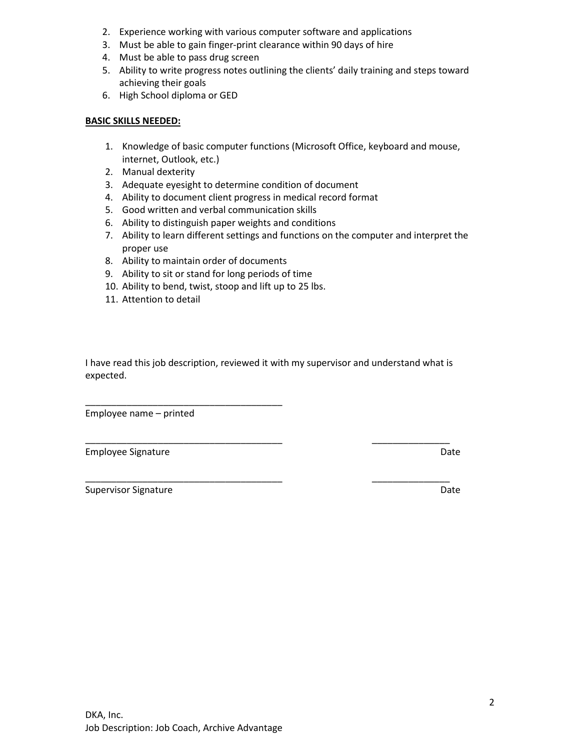2. Experience working with various computer software and applications
3. Must be able to gain finger-print clearance within 90 days of hire
4. Must be able to pass drug screen
5. Ability to write progress notes outlining the clients' daily training and steps toward achieving their goals
6. High School diploma or GED

**BASIC SKILLS NEEDED:**

1. Knowledge of basic computer functions (Microsoft Office, keyboard and mouse, internet, Outlook, etc.)
2. Manual dexterity
3. Adequate eyesight to determine condition of document
4. Ability to document client progress in medical record format
5. Good written and verbal communication skills
6. Ability to distinguish paper weights and conditions
7. Ability to learn different settings and functions on the computer and interpret the proper use
8. Ability to maintain order of documents
9. Ability to sit or stand for long periods of time
10. Ability to bend, twist, stoop and lift up to 25 lbs.
11. Attention to detail

I have read this job description, reviewed it with my supervisor and understand what is expected.

_______________________________________
Employee name – printed

_______________________________________ _______________
Employee Signature Date

_______________________________________ _______________
Supervisor Signature Date